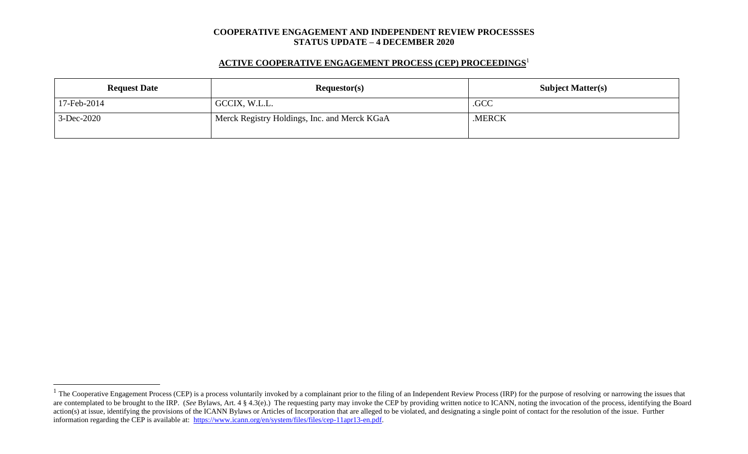**COOPERATIVE ENGAGEMENT AND INDEPENDENT REVIEW PROCESSSES**
**STATUS UPDATE – 4 DECEMBER 2020**

## ACTIVE COOPERATIVE ENGAGEMENT PROCESS (CEP) PROCEEDINGS[1]

| Request Date | Requestor(s) | Subject Matter(s) |
|---|---|---|
| 17-Feb-2014 | GCCIX, W.L.L. | .GCC |
| 3-Dec-2020 | Merck Registry Holdings, Inc. and Merck KGaA | .MERCK |

[1] The Cooperative Engagement Process (CEP) is a process voluntarily invoked by a complainant prior to the filing of an Independent Review Process (IRP) for the purpose of resolving or narrowing the issues that are contemplated to be brought to the IRP. (*See* Bylaws, Art. 4 § 4.3(e).) The requesting party may invoke the CEP by providing written notice to ICANN, noting the invocation of the process, identifying the Board action(s) at issue, identifying the provisions of the ICANN Bylaws or Articles of Incorporation that are alleged to be violated, and designating a single point of contact for the resolution of the issue. Further information regarding the CEP is available at: https://www.icann.org/en/system/files/files/cep-11apr13-en.pdf.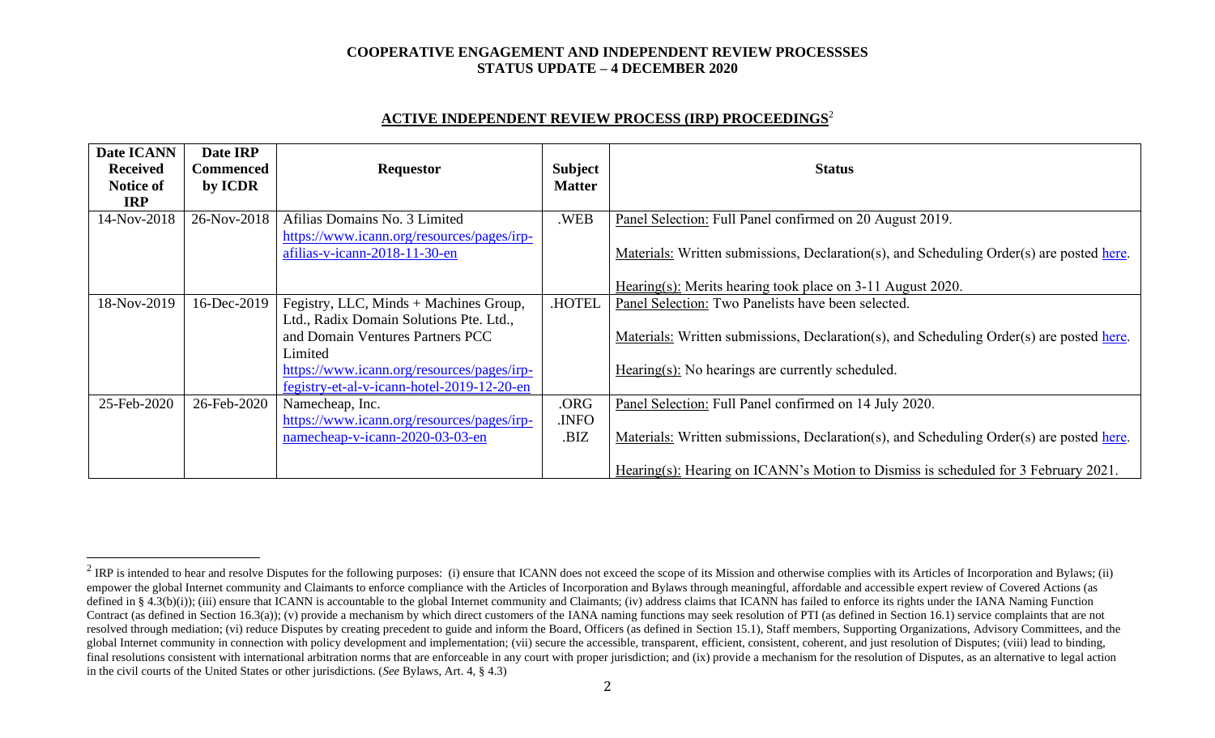**COOPERATIVE ENGAGEMENT AND INDEPENDENT REVIEW PROCESSSES**
**STATUS UPDATE – 4 DECEMBER 2020**

## ACTIVE INDEPENDENT REVIEW PROCESS (IRP) PROCEEDINGS[2]

| Date ICANN Received Notice of IRP | Date IRP Commenced by ICDR | Requestor | Subject Matter | Status |
|---|---|---|---|---|
| 14-Nov-2018 | 26-Nov-2018 | Afilias Domains No. 3 Limited https://www.icann.org/resources/pages/irp-afilias-v-icann-2018-11-30-en | .WEB | Panel Selection: Full Panel confirmed on 20 August 2019.<br><br>Materials: Written submissions, Declaration(s), and Scheduling Order(s) are posted here.<br><br>Hearing(s): Merits hearing took place on 3-11 August 2020. |
| 18-Nov-2019 | 16-Dec-2019 | Fegistry, LLC, Minds + Machines Group, Ltd., Radix Domain Solutions Pte. Ltd., and Domain Ventures Partners PCC Limited https://www.icann.org/resources/pages/irp-fegistry-et-al-v-icann-hotel-2019-12-20-en | .HOTEL | Panel Selection: Two Panelists have been selected.<br><br>Materials: Written submissions, Declaration(s), and Scheduling Order(s) are posted here.<br><br>Hearing(s): No hearings are currently scheduled. |
| 25-Feb-2020 | 26-Feb-2020 | Namecheap, Inc. https://www.icann.org/resources/pages/irp-namecheap-v-icann-2020-03-03-en | .ORG<br>.INFO<br>.BIZ | Panel Selection: Full Panel confirmed on 14 July 2020.<br><br>Materials: Written submissions, Declaration(s), and Scheduling Order(s) are posted here.<br><br>Hearing(s): Hearing on ICANN's Motion to Dismiss is scheduled for 3 February 2021. |

[2] IRP is intended to hear and resolve Disputes for the following purposes: (i) ensure that ICANN does not exceed the scope of its Mission and otherwise complies with its Articles of Incorporation and Bylaws; (ii) empower the global Internet community and Claimants to enforce compliance with the Articles of Incorporation and Bylaws through meaningful, affordable and accessible expert review of Covered Actions (as defined in § 4.3(b)(i)); (iii) ensure that ICANN is accountable to the global Internet community and Claimants; (iv) address claims that ICANN has failed to enforce its rights under the IANA Naming Function Contract (as defined in Section 16.3(a)); (v) provide a mechanism by which direct customers of the IANA naming functions may seek resolution of PTI (as defined in Section 16.1) service complaints that are not resolved through mediation; (vi) reduce Disputes by creating precedent to guide and inform the Board, Officers (as defined in Section 15.1), Staff members, Supporting Organizations, Advisory Committees, and the global Internet community in connection with policy development and implementation; (vii) secure the accessible, transparent, efficient, consistent, coherent, and just resolution of Disputes; (viii) lead to binding, final resolutions consistent with international arbitration norms that are enforceable in any court with proper jurisdiction; and (ix) provide a mechanism for the resolution of Disputes, as an alternative to legal action in the civil courts of the United States or other jurisdictions. (*See* Bylaws, Art. 4, § 4.3)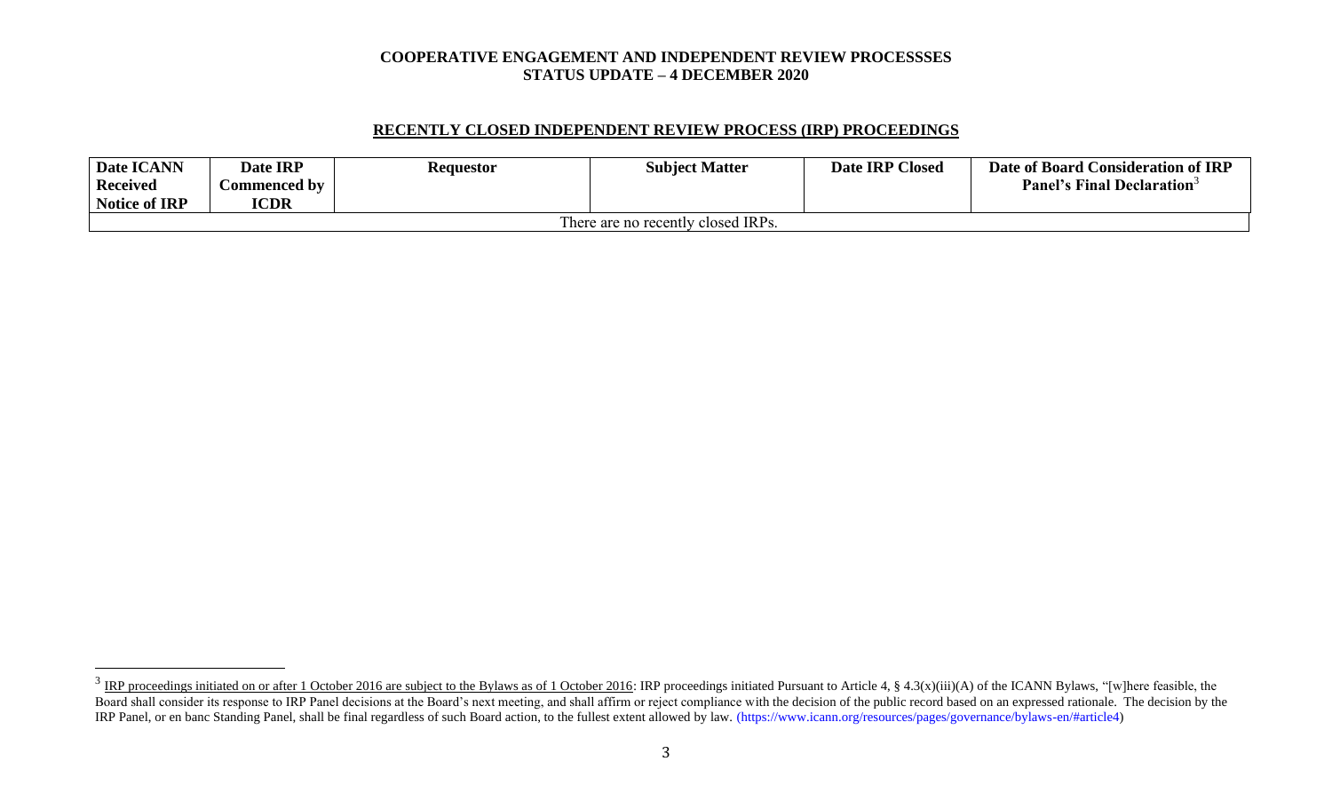**COOPERATIVE ENGAGEMENT AND INDEPENDENT REVIEW PROCESSSES**
**STATUS UPDATE – 4 DECEMBER 2020**

## RECENTLY CLOSED INDEPENDENT REVIEW PROCESS (IRP) PROCEEDINGS

| Date ICANN Received Notice of IRP | Date IRP Commenced by ICDR | Requestor | Subject Matter | Date IRP Closed | Date of Board Consideration of IRP Panel's Final Declaration[3] |
|---|---|---|---|---|---|
| There are no recently closed IRPs. | | | | | |

[3] IRP proceedings initiated on or after 1 October 2016 are subject to the Bylaws as of 1 October 2016: IRP proceedings initiated Pursuant to Article 4, § 4.3(x)(iii)(A) of the ICANN Bylaws, "[w]here feasible, the Board shall consider its response to IRP Panel decisions at the Board's next meeting, and shall affirm or reject compliance with the decision of the public record based on an expressed rationale. The decision by the IRP Panel, or en banc Standing Panel, shall be final regardless of such Board action, to the fullest extent allowed by law. (https://www.icann.org/resources/pages/governance/bylaws-en/#article4)